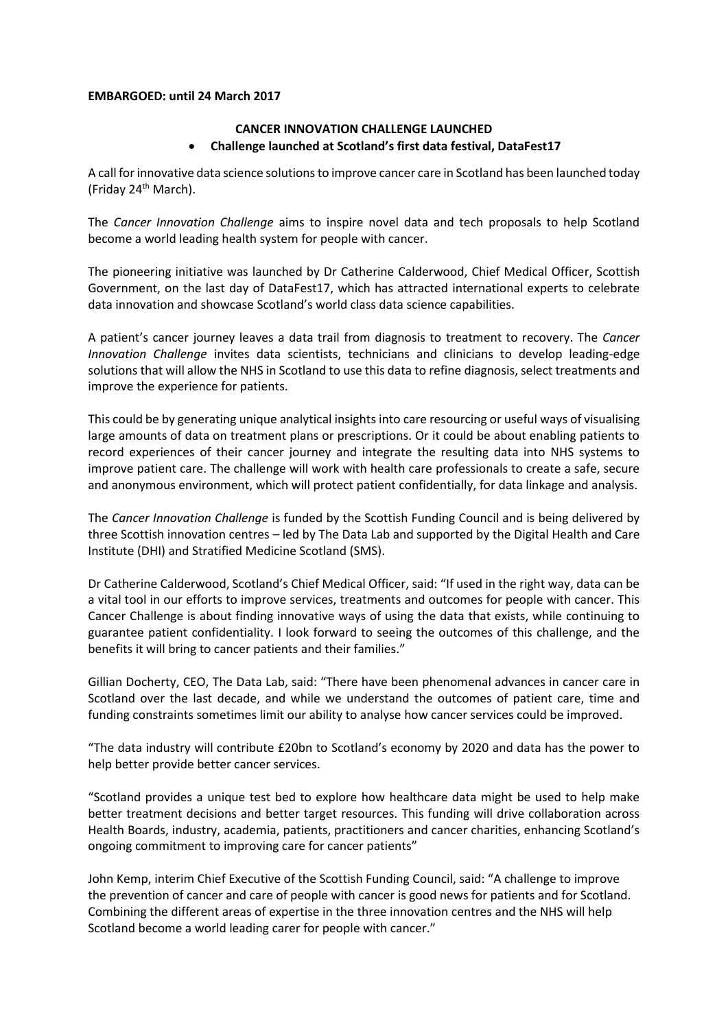**EMBARGOED: until 24 March 2017**

# CANCER INNOVATION CHALLENGE LAUNCHED

- **Challenge launched at Scotland's first data festival, DataFest17**

A call for innovative data science solutions to improve cancer care in Scotland has been launched today (Friday 24th March).

The *Cancer Innovation Challenge* aims to inspire novel data and tech proposals to help Scotland become a world leading health system for people with cancer.

The pioneering initiative was launched by Dr Catherine Calderwood, Chief Medical Officer, Scottish Government, on the last day of DataFest17, which has attracted international experts to celebrate data innovation and showcase Scotland's world class data science capabilities.

A patient's cancer journey leaves a data trail from diagnosis to treatment to recovery. The *Cancer Innovation Challenge* invites data scientists, technicians and clinicians to develop leading-edge solutions that will allow the NHS in Scotland to use this data to refine diagnosis, select treatments and improve the experience for patients.

This could be by generating unique analytical insights into care resourcing or useful ways of visualising large amounts of data on treatment plans or prescriptions. Or it could be about enabling patients to record experiences of their cancer journey and integrate the resulting data into NHS systems to improve patient care. The challenge will work with health care professionals to create a safe, secure and anonymous environment, which will protect patient confidentially, for data linkage and analysis.

The *Cancer Innovation Challenge* is funded by the Scottish Funding Council and is being delivered by three Scottish innovation centres – led by The Data Lab and supported by the Digital Health and Care Institute (DHI) and Stratified Medicine Scotland (SMS).

Dr Catherine Calderwood, Scotland's Chief Medical Officer, said: "If used in the right way, data can be a vital tool in our efforts to improve services, treatments and outcomes for people with cancer. This Cancer Challenge is about finding innovative ways of using the data that exists, while continuing to guarantee patient confidentiality. I look forward to seeing the outcomes of this challenge, and the benefits it will bring to cancer patients and their families."

Gillian Docherty, CEO, The Data Lab, said: "There have been phenomenal advances in cancer care in Scotland over the last decade, and while we understand the outcomes of patient care, time and funding constraints sometimes limit our ability to analyse how cancer services could be improved.

"The data industry will contribute £20bn to Scotland's economy by 2020 and data has the power to help better provide better cancer services.

"Scotland provides a unique test bed to explore how healthcare data might be used to help make better treatment decisions and better target resources. This funding will drive collaboration across Health Boards, industry, academia, patients, practitioners and cancer charities, enhancing Scotland's ongoing commitment to improving care for cancer patients"

John Kemp, interim Chief Executive of the Scottish Funding Council, said: "A challenge to improve the prevention of cancer and care of people with cancer is good news for patients and for Scotland. Combining the different areas of expertise in the three innovation centres and the NHS will help Scotland become a world leading carer for people with cancer."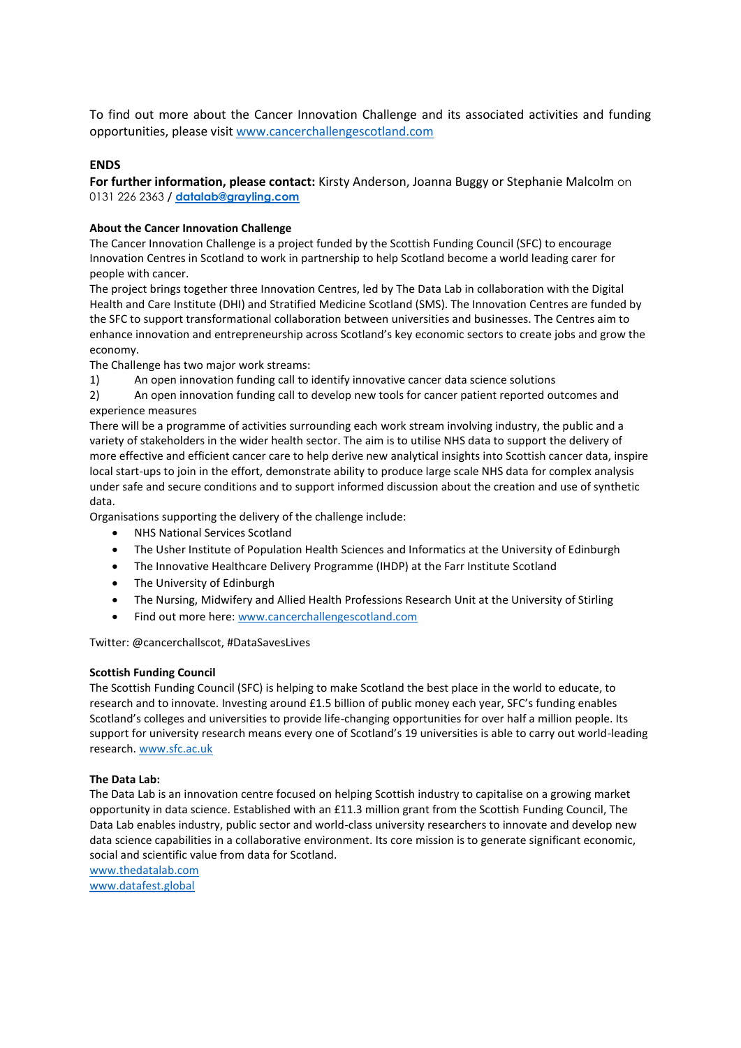To find out more about the Cancer Innovation Challenge and its associated activities and funding opportunities, please visit [www.cancerchallengescotland.com](http://www.cancerchallengescotland.com)

**ENDS**

**For further information, please contact:** Kirsty Anderson, Joanna Buggy or Stephanie Malcolm on 0131 226 2363 / **[datalab@grayling.com](mailto:datalab@grayling.com)**

**About the Cancer Innovation Challenge**

The Cancer Innovation Challenge is a project funded by the Scottish Funding Council (SFC) to encourage Innovation Centres in Scotland to work in partnership to help Scotland become a world leading carer for people with cancer.

The project brings together three Innovation Centres, led by The Data Lab in collaboration with the Digital Health and Care Institute (DHI) and Stratified Medicine Scotland (SMS). The Innovation Centres are funded by the SFC to support transformational collaboration between universities and businesses. The Centres aim to enhance innovation and entrepreneurship across Scotland's key economic sectors to create jobs and grow the economy.

The Challenge has two major work streams:

1) An open innovation funding call to identify innovative cancer data science solutions
2) An open innovation funding call to develop new tools for cancer patient reported outcomes and experience measures

There will be a programme of activities surrounding each work stream involving industry, the public and a variety of stakeholders in the wider health sector. The aim is to utilise NHS data to support the delivery of more effective and efficient cancer care to help derive new analytical insights into Scottish cancer data, inspire local start-ups to join in the effort, demonstrate ability to produce large scale NHS data for complex analysis under safe and secure conditions and to support informed discussion about the creation and use of synthetic data.

Organisations supporting the delivery of the challenge include:

- NHS National Services Scotland
- The Usher Institute of Population Health Sciences and Informatics at the University of Edinburgh
- The Innovative Healthcare Delivery Programme (IHDP) at the Farr Institute Scotland
- The University of Edinburgh
- The Nursing, Midwifery and Allied Health Professions Research Unit at the University of Stirling
- Find out more here: [www.cancerchallengescotland.com](http://www.cancerchallengescotland.com)

Twitter: @cancerchallscot, #DataSavesLives

**Scottish Funding Council**

The Scottish Funding Council (SFC) is helping to make Scotland the best place in the world to educate, to research and to innovate. Investing around £1.5 billion of public money each year, SFC's funding enables Scotland's colleges and universities to provide life-changing opportunities for over half a million people. Its support for university research means every one of Scotland's 19 universities is able to carry out world-leading research. [www.sfc.ac.uk](http://www.sfc.ac.uk)

**The Data Lab:**

The Data Lab is an innovation centre focused on helping Scottish industry to capitalise on a growing market opportunity in data science. Established with an £11.3 million grant from the Scottish Funding Council, The Data Lab enables industry, public sector and world-class university researchers to innovate and develop new data science capabilities in a collaborative environment. Its core mission is to generate significant economic, social and scientific value from data for Scotland.

[www.thedatalab.com](http://www.thedatalab.com)

[www.datafest.global](http://www.datafest.global)